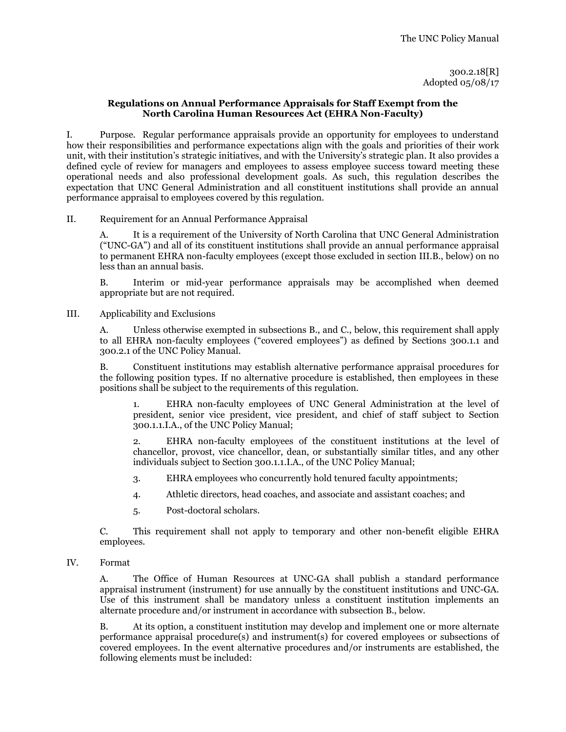300.2.18[R]
Adopted 05/08/17

## Regulations on Annual Performance Appraisals for Staff Exempt from the North Carolina Human Resources Act (EHRA Non-Faculty)

I. Purpose. Regular performance appraisals provide an opportunity for employees to understand how their responsibilities and performance expectations align with the goals and priorities of their work unit, with their institution's strategic initiatives, and with the University's strategic plan. It also provides a defined cycle of review for managers and employees to assess employee success toward meeting these operational needs and also professional development goals. As such, this regulation describes the expectation that UNC General Administration and all constituent institutions shall provide an annual performance appraisal to employees covered by this regulation.

II. Requirement for an Annual Performance Appraisal

A. It is a requirement of the University of North Carolina that UNC General Administration ("UNC-GA") and all of its constituent institutions shall provide an annual performance appraisal to permanent EHRA non-faculty employees (except those excluded in section III.B., below) on no less than an annual basis.

B. Interim or mid-year performance appraisals may be accomplished when deemed appropriate but are not required.

III. Applicability and Exclusions

A. Unless otherwise exempted in subsections B., and C., below, this requirement shall apply to all EHRA non-faculty employees ("covered employees") as defined by Sections 300.1.1 and 300.2.1 of the UNC Policy Manual.

B. Constituent institutions may establish alternative performance appraisal procedures for the following position types. If no alternative procedure is established, then employees in these positions shall be subject to the requirements of this regulation.

1. EHRA non-faculty employees of UNC General Administration at the level of president, senior vice president, vice president, and chief of staff subject to Section 300.1.1.I.A., of the UNC Policy Manual;

2. EHRA non-faculty employees of the constituent institutions at the level of chancellor, provost, vice chancellor, dean, or substantially similar titles, and any other individuals subject to Section 300.1.1.I.A., of the UNC Policy Manual;

3. EHRA employees who concurrently hold tenured faculty appointments;

4. Athletic directors, head coaches, and associate and assistant coaches; and

5. Post-doctoral scholars.

C. This requirement shall not apply to temporary and other non-benefit eligible EHRA employees.

IV. Format

A. The Office of Human Resources at UNC-GA shall publish a standard performance appraisal instrument (instrument) for use annually by the constituent institutions and UNC-GA. Use of this instrument shall be mandatory unless a constituent institution implements an alternate procedure and/or instrument in accordance with subsection B., below.

B. At its option, a constituent institution may develop and implement one or more alternate performance appraisal procedure(s) and instrument(s) for covered employees or subsections of covered employees. In the event alternative procedures and/or instruments are established, the following elements must be included: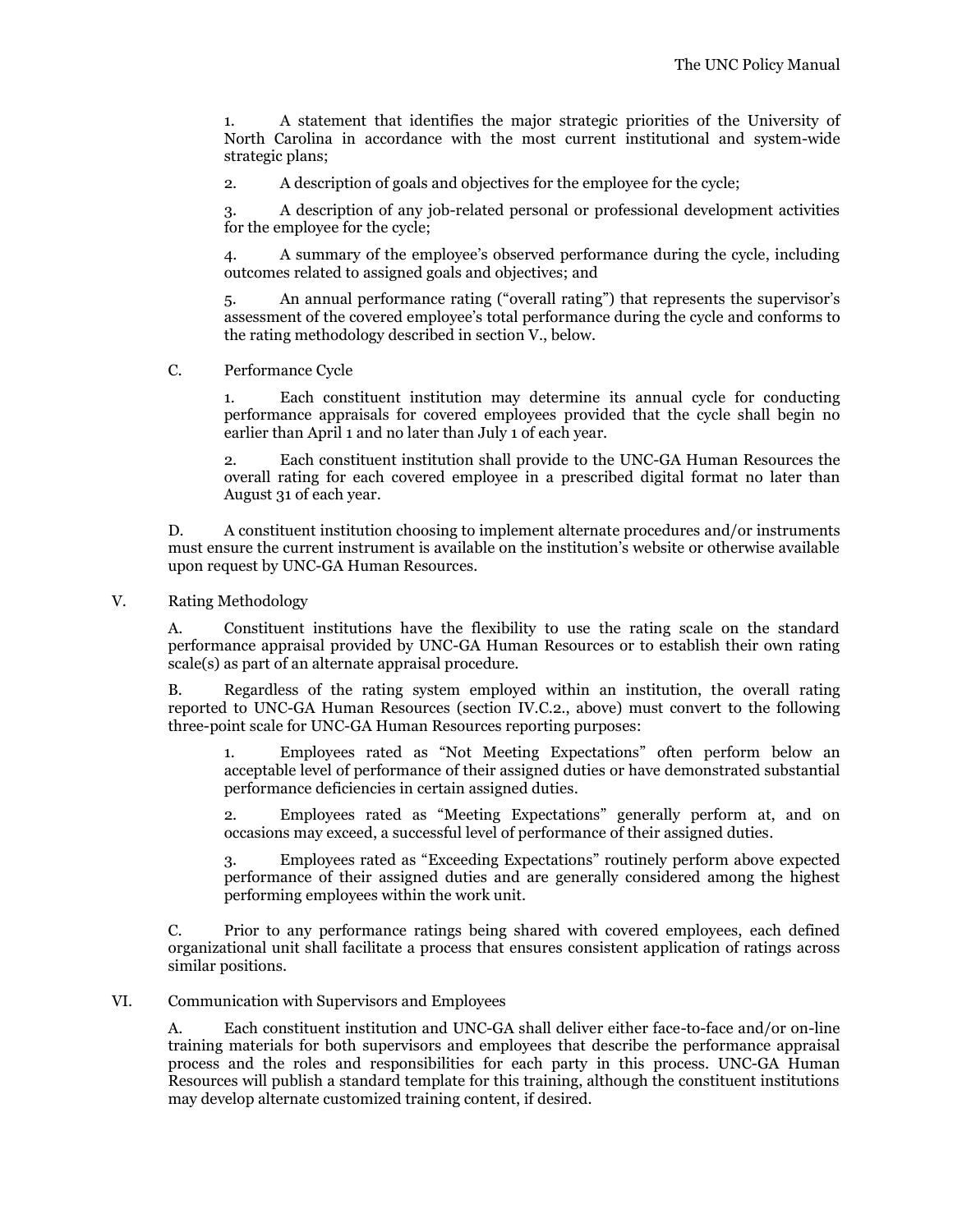1. A statement that identifies the major strategic priorities of the University of North Carolina in accordance with the most current institutional and system-wide strategic plans;

2. A description of goals and objectives for the employee for the cycle;

3. A description of any job-related personal or professional development activities for the employee for the cycle;

4. A summary of the employee's observed performance during the cycle, including outcomes related to assigned goals and objectives; and

5. An annual performance rating ("overall rating") that represents the supervisor's assessment of the covered employee's total performance during the cycle and conforms to the rating methodology described in section V., below.

C. Performance Cycle

1. Each constituent institution may determine its annual cycle for conducting performance appraisals for covered employees provided that the cycle shall begin no earlier than April 1 and no later than July 1 of each year.

2. Each constituent institution shall provide to the UNC-GA Human Resources the overall rating for each covered employee in a prescribed digital format no later than August 31 of each year.

D. A constituent institution choosing to implement alternate procedures and/or instruments must ensure the current instrument is available on the institution's website or otherwise available upon request by UNC-GA Human Resources.

## V. Rating Methodology

A. Constituent institutions have the flexibility to use the rating scale on the standard performance appraisal provided by UNC-GA Human Resources or to establish their own rating scale(s) as part of an alternate appraisal procedure.

B. Regardless of the rating system employed within an institution, the overall rating reported to UNC-GA Human Resources (section IV.C.2., above) must convert to the following three-point scale for UNC-GA Human Resources reporting purposes:

1. Employees rated as "Not Meeting Expectations" often perform below an acceptable level of performance of their assigned duties or have demonstrated substantial performance deficiencies in certain assigned duties.

2. Employees rated as "Meeting Expectations" generally perform at, and on occasions may exceed, a successful level of performance of their assigned duties.

3. Employees rated as "Exceeding Expectations" routinely perform above expected performance of their assigned duties and are generally considered among the highest performing employees within the work unit.

C. Prior to any performance ratings being shared with covered employees, each defined organizational unit shall facilitate a process that ensures consistent application of ratings across similar positions.

## VI. Communication with Supervisors and Employees

A. Each constituent institution and UNC-GA shall deliver either face-to-face and/or on-line training materials for both supervisors and employees that describe the performance appraisal process and the roles and responsibilities for each party in this process. UNC-GA Human Resources will publish a standard template for this training, although the constituent institutions may develop alternate customized training content, if desired.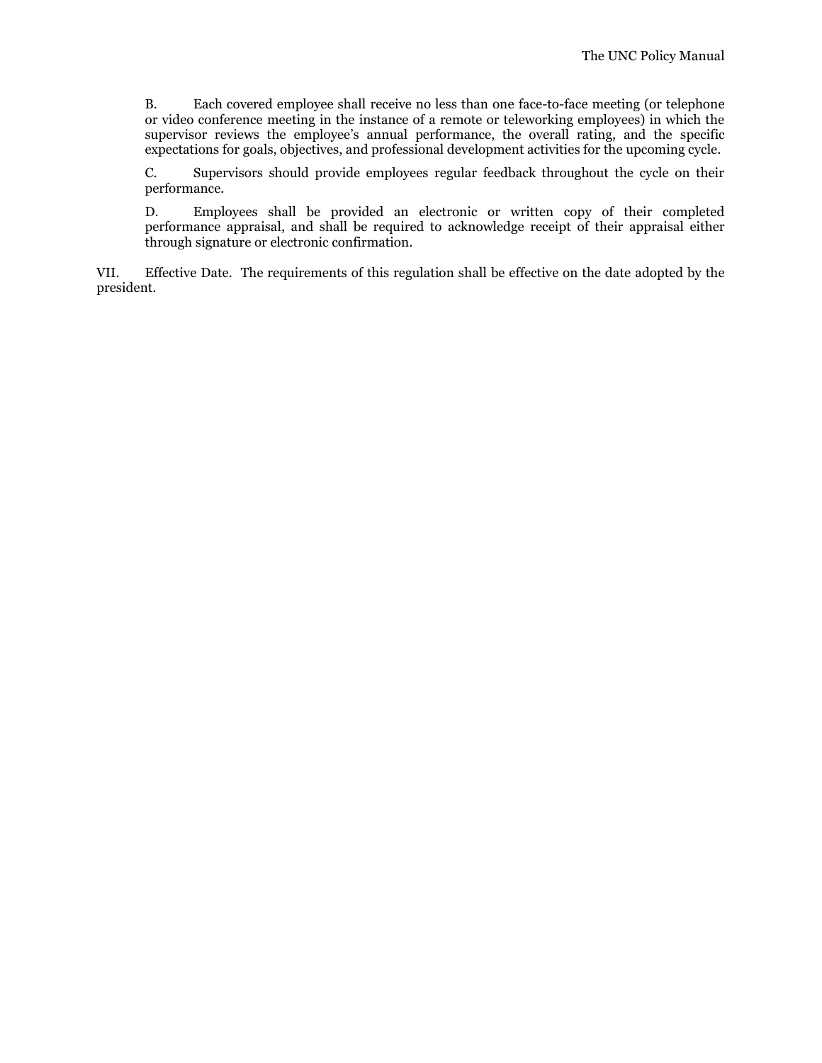B. Each covered employee shall receive no less than one face-to-face meeting (or telephone or video conference meeting in the instance of a remote or teleworking employees) in which the supervisor reviews the employee's annual performance, the overall rating, and the specific expectations for goals, objectives, and professional development activities for the upcoming cycle.

C. Supervisors should provide employees regular feedback throughout the cycle on their performance.

D. Employees shall be provided an electronic or written copy of their completed performance appraisal, and shall be required to acknowledge receipt of their appraisal either through signature or electronic confirmation.

VII. Effective Date. The requirements of this regulation shall be effective on the date adopted by the president.